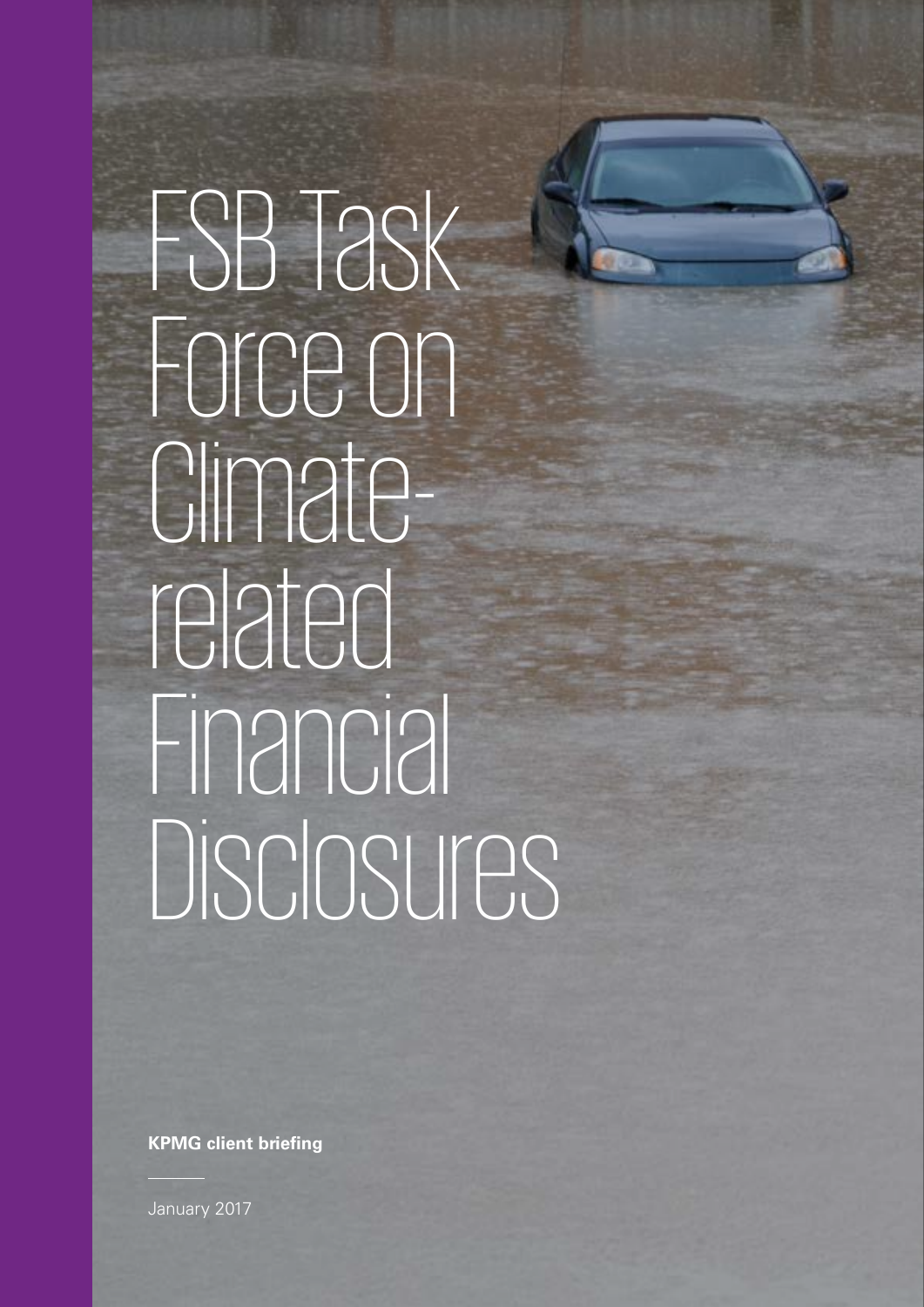# FSB Task Force on Climate-related Financial Disclosures

**KPMG client briefing**

January 2017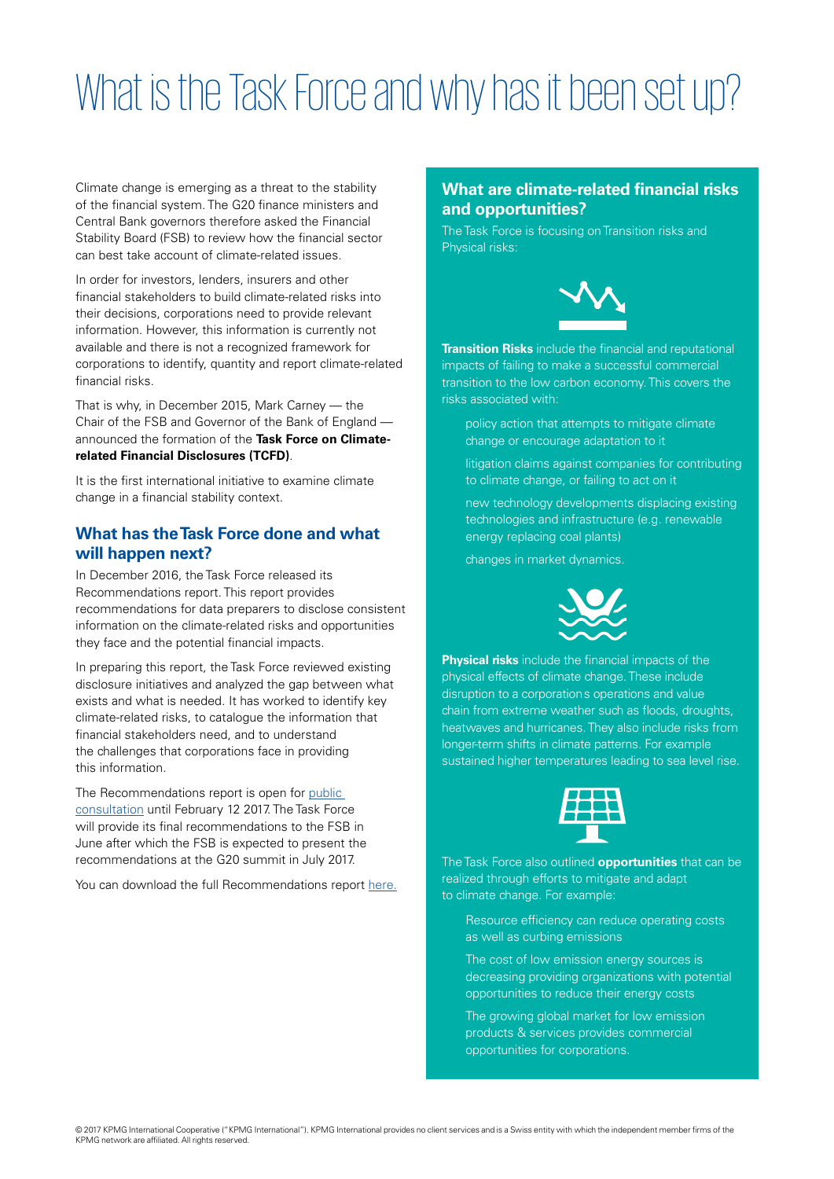# What is the Task Force and why has it been set up?

Climate change is emerging as a threat to the stability of the financial system. The G20 finance ministers and Central Bank governors therefore asked the Financial Stability Board (FSB) to review how the financial sector can best take account of climate-related issues.

In order for investors, lenders, insurers and other financial stakeholders to build climate-related risks into their decisions, corporations need to provide relevant information. However, this information is currently not available and there is not a recognized framework for corporations to identify, quantity and report climate-related financial risks.

That is why, in December 2015, Mark Carney — the Chair of the FSB and Governor of the Bank of England — announced the formation of the **Task Force on Climate-related Financial Disclosures (TCFD)**.

It is the first international initiative to examine climate change in a financial stability context.

## What has the Task Force done and what will happen next?

In December 2016, the Task Force released its Recommendations report. This report provides recommendations for data preparers to disclose consistent information on the climate-related risks and opportunities they face and the potential financial impacts.

In preparing this report, the Task Force reviewed existing disclosure initiatives and analyzed the gap between what exists and what is needed. It has worked to identify key climate-related risks, to catalogue the information that financial stakeholders need, and to understand the challenges that corporations face in providing this information.

The Recommendations report is open for public consultation until February 12 2017. The Task Force will provide its final recommendations to the FSB in June after which the FSB is expected to present the recommendations at the G20 summit in July 2017.

You can download the full Recommendations report here.

## What are climate-related financial risks and opportunities?

The Task Force is focusing on Transition risks and Physical risks:

**Transition Risks** include the financial and reputational impacts of failing to make a successful commercial transition to the low carbon economy. This covers the risks associated with:

- policy action that attempts to mitigate climate change or encourage adaptation to it
- litigation claims against companies for contributing to climate change, or failing to act on it
- new technology developments displacing existing technologies and infrastructure (e.g. renewable energy replacing coal plants)
- changes in market dynamics.

**Physical risks** include the financial impacts of the physical effects of climate change. These include disruption to a corporations operations and value chain from extreme weather such as floods, droughts, heatwaves and hurricanes. They also include risks from longer-term shifts in climate patterns. For example sustained higher temperatures leading to sea level rise.

The Task Force also outlined **opportunities** that can be realized through efforts to mitigate and adapt to climate change. For example:

- Resource efficiency can reduce operating costs as well as curbing emissions
- The cost of low emission energy sources is decreasing providing organizations with potential opportunities to reduce their energy costs
- The growing global market for low emission products & services provides commercial opportunities for corporations.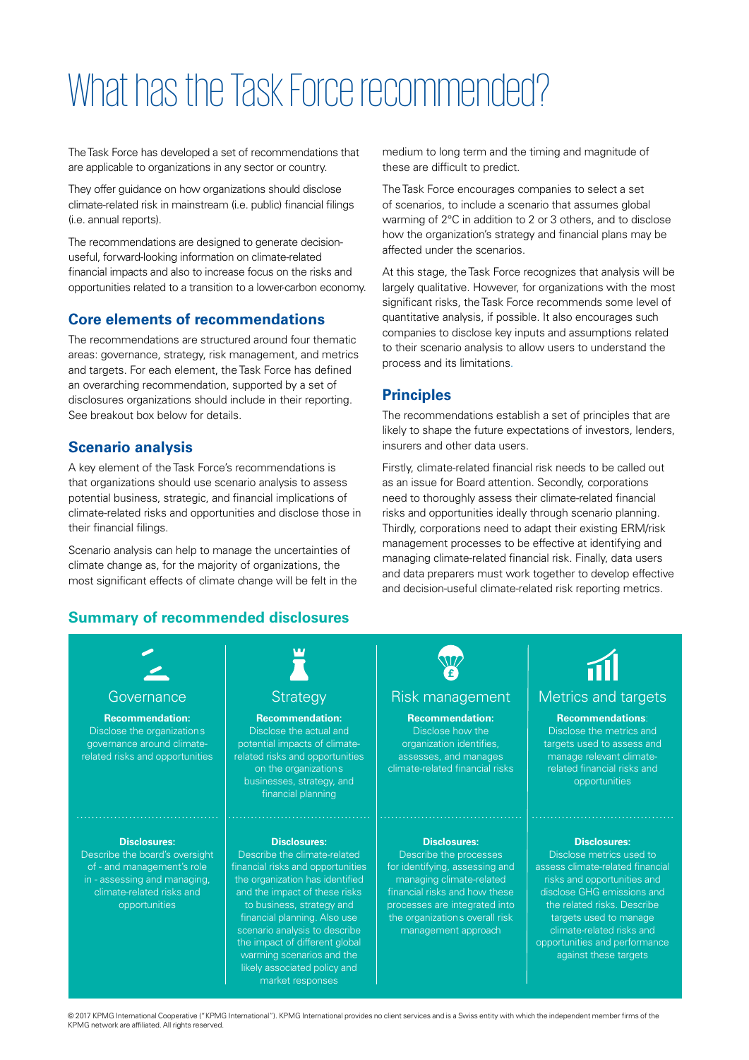# What has the Task Force recommended?

The Task Force has developed a set of recommendations that are applicable to organizations in any sector or country.

They offer guidance on how organizations should disclose climate-related risk in mainstream (i.e. public) financial filings (i.e. annual reports).

The recommendations are designed to generate decision-useful, forward-looking information on climate-related financial impacts and also to increase focus on the risks and opportunities related to a transition to a lower-carbon economy.

## Core elements of recommendations

The recommendations are structured around four thematic areas: governance, strategy, risk management, and metrics and targets. For each element, the Task Force has defined an overarching recommendation, supported by a set of disclosures organizations should include in their reporting. See breakout box below for details.

## Scenario analysis

A key element of the Task Force's recommendations is that organizations should use scenario analysis to assess potential business, strategic, and financial implications of climate-related risks and opportunities and disclose those in their financial filings.

Scenario analysis can help to manage the uncertainties of climate change as, for the majority of organizations, the most significant effects of climate change will be felt in the medium to long term and the timing and magnitude of these are difficult to predict.

The Task Force encourages companies to select a set of scenarios, to include a scenario that assumes global warming of 2°C in addition to 2 or 3 others, and to disclose how the organization's strategy and financial plans may be affected under the scenarios.

At this stage, the Task Force recognizes that analysis will be largely qualitative. However, for organizations with the most significant risks, the Task Force recommends some level of quantitative analysis, if possible. It also encourages such companies to disclose key inputs and assumptions related to their scenario analysis to allow users to understand the process and its limitations.

## Principles

The recommendations establish a set of principles that are likely to shape the future expectations of investors, lenders, insurers and other data users.

Firstly, climate-related financial risk needs to be called out as an issue for Board attention. Secondly, corporations need to thoroughly assess their climate-related financial risks and opportunities ideally through scenario planning. Thirdly, corporations need to adapt their existing ERM/risk management processes to be effective at identifying and managing climate-related financial risk. Finally, data users and data preparers must work together to develop effective and decision-useful climate-related risk reporting metrics.

## Summary of recommended disclosures

| Governance | Strategy | Risk management | Metrics and targets |
| --- | --- | --- | --- |
| **Recommendation:** Disclose the organizations governance around climate-related risks and opportunities | **Recommendation:** Disclose the actual and potential impacts of climate-related risks and opportunities on the organizations businesses, strategy, and financial planning | **Recommendation:** Disclose how the organization identifies, assesses, and manages climate-related financial risks | **Recommendations**: Disclose the metrics and targets used to assess and manage relevant climate-related financial risks and opportunities |
| **Disclosures:** Describe the board's oversight of - and management's role in - assessing and managing, climate-related risks and opportunities | **Disclosures:** Describe the climate-related financial risks and opportunities the organization has identified and the impact of these risks to business, strategy and financial planning. Also use scenario analysis to describe the impact of different global warming scenarios and the likely associated policy and market responses | **Disclosures:** Describe the processes for identifying, assessing and managing climate-related financial risks and how these processes are integrated into the organizations overall risk management approach | **Disclosures:** Disclose metrics used to assess climate-related financial risks and opportunities and disclose GHG emissions and the related risks. Describe targets used to manage climate-related risks and opportunities and performance against these targets |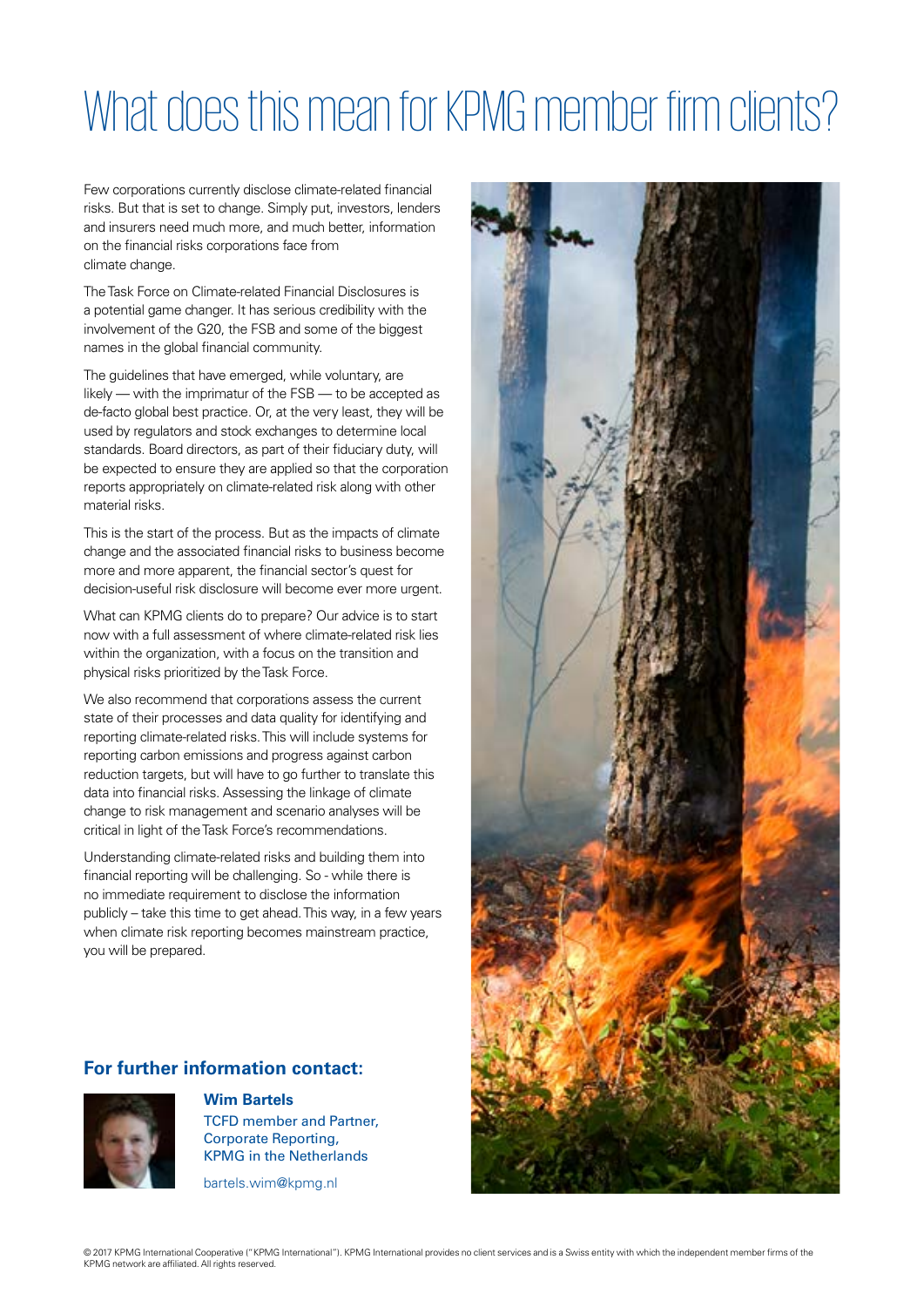# What does this mean for KPMG member firm clients?

Few corporations currently disclose climate-related financial risks. But that is set to change. Simply put, investors, lenders and insurers need much more, and much better, information on the financial risks corporations face from climate change.

The Task Force on Climate-related Financial Disclosures is a potential game changer. It has serious credibility with the involvement of the G20, the FSB and some of the biggest names in the global financial community.

The guidelines that have emerged, while voluntary, are likely — with the imprimatur of the FSB — to be accepted as de-facto global best practice. Or, at the very least, they will be used by regulators and stock exchanges to determine local standards. Board directors, as part of their fiduciary duty, will be expected to ensure they are applied so that the corporation reports appropriately on climate-related risk along with other material risks.

This is the start of the process. But as the impacts of climate change and the associated financial risks to business become more and more apparent, the financial sector's quest for decision-useful risk disclosure will become ever more urgent.

What can KPMG clients do to prepare? Our advice is to start now with a full assessment of where climate-related risk lies within the organization, with a focus on the transition and physical risks prioritized by the Task Force.

We also recommend that corporations assess the current state of their processes and data quality for identifying and reporting climate-related risks. This will include systems for reporting carbon emissions and progress against carbon reduction targets, but will have to go further to translate this data into financial risks. Assessing the linkage of climate change to risk management and scenario analyses will be critical in light of the Task Force's recommendations.

Understanding climate-related risks and building them into financial reporting will be challenging. So - while there is no immediate requirement to disclose the information publicly – take this time to get ahead. This way, in a few years when climate risk reporting becomes mainstream practice, you will be prepared.

## For further information contact:

**Wim Bartels**
TCFD member and Partner,
Corporate Reporting,
KPMG in the Netherlands

bartels.wim@kpmg.nl

© 2017 KPMG International Cooperative ("KPMG International"). KPMG International provides no client services and is a Swiss entity with which the independent member firms of the KPMG network are affiliated. All rights reserved.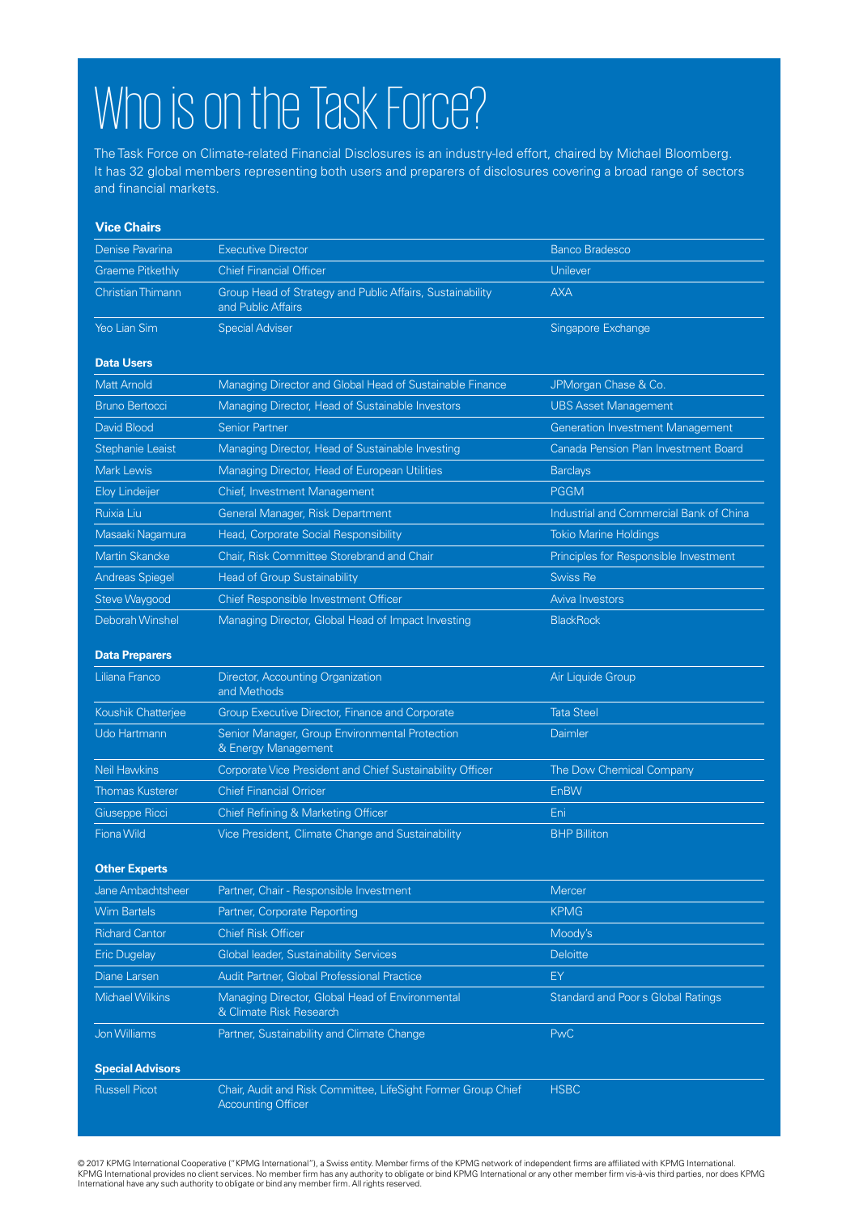# Who is on the Task Force?

The Task Force on Climate-related Financial Disclosures is an industry-led effort, chaired by Michael Bloomberg. It has 32 global members representing both users and preparers of disclosures covering a broad range of sectors and financial markets.

### Vice Chairs

| | | |
|---|---|---|
| Denise Pavarina | Executive Director | Banco Bradesco |
| Graeme Pitkethly | Chief Financial Officer | Unilever |
| Christian Thimann | Group Head of Strategy and Public Affairs, Sustainability and Public Affairs | AXA |
| Yeo Lian Sim | Special Adviser | Singapore Exchange |

### Data Users

| | | |
|---|---|---|
| Matt Arnold | Managing Director and Global Head of Sustainable Finance | JPMorgan Chase & Co. |
| Bruno Bertocci | Managing Director, Head of Sustainable Investors | UBS Asset Management |
| David Blood | Senior Partner | Generation Investment Management |
| Stephanie Leaist | Managing Director, Head of Sustainable Investing | Canada Pension Plan Investment Board |
| Mark Lewis | Managing Director, Head of European Utilities | Barclays |
| Eloy Lindeijer | Chief, Investment Management | PGGM |
| Ruixia Liu | General Manager, Risk Department | Industrial and Commercial Bank of China |
| Masaaki Nagamura | Head, Corporate Social Responsibility | Tokio Marine Holdings |
| Martin Skancke | Chair, Risk Committee Storebrand and Chair | Principles for Responsible Investment |
| Andreas Spiegel | Head of Group Sustainability | Swiss Re |
| Steve Waygood | Chief Responsible Investment Officer | Aviva Investors |
| Deborah Winshel | Managing Director, Global Head of Impact Investing | BlackRock |

### Data Preparers

| | | |
|---|---|---|
| Liliana Franco | Director, Accounting Organization and Methods | Air Liquide Group |
| Koushik Chatterjee | Group Executive Director, Finance and Corporate | Tata Steel |
| Udo Hartmann | Senior Manager, Group Environmental Protection & Energy Management | Daimler |
| Neil Hawkins | Corporate Vice President and Chief Sustainability Officer | The Dow Chemical Company |
| Thomas Kusterer | Chief Financial Orricer | EnBW |
| Giuseppe Ricci | Chief Refining & Marketing Officer | Eni |
| Fiona Wild | Vice President, Climate Change and Sustainability | BHP Billiton |

### Other Experts

| | | |
|---|---|---|
| Jane Ambachtsheer | Partner, Chair - Responsible Investment | Mercer |
| Wim Bartels | Partner, Corporate Reporting | KPMG |
| Richard Cantor | Chief Risk Officer | Moody's |
| Eric Dugelay | Global leader, Sustainability Services | Deloitte |
| Diane Larsen | Audit Partner, Global Professional Practice | EY |
| Michael Wilkins | Managing Director, Global Head of Environmental & Climate Risk Research | Standard and Poor s Global Ratings |
| Jon Williams | Partner, Sustainability and Climate Change | PwC |

### Special Advisors

| | | |
|---|---|---|
| Russell Picot | Chair, Audit and Risk Committee, LifeSight Former Group Chief Accounting Officer | HSBC |

© 2017 KPMG International Cooperative ("KPMG International"), a Swiss entity. Member firms of the KPMG network of independent firms are affiliated with KPMG International. KPMG International provides no client services. No member firm has any authority to obligate or bind KPMG International or any other member firm vis-à-vis third parties, nor does KPMG International have any such authority to obligate or bind any member firm. All rights reserved.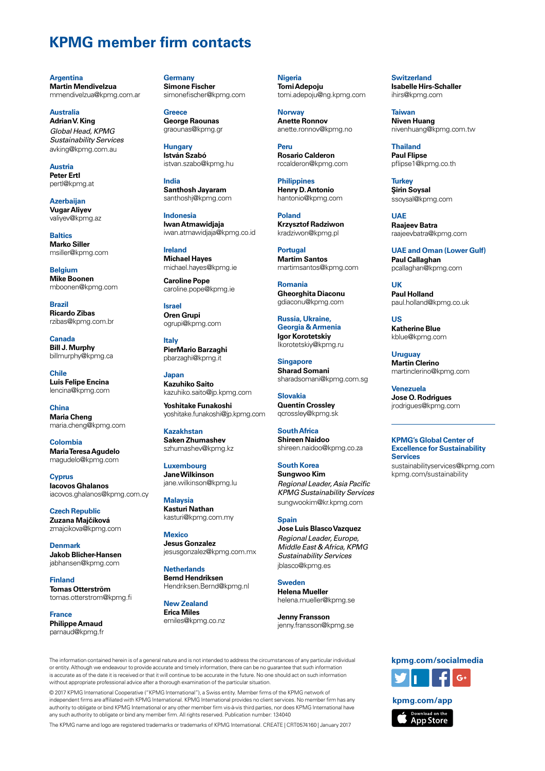# KPMG member firm contacts

**Argentina**
**Martin Mendivelzua**
mmendivelzua@kpmg.com.ar

**Australia**
**Adrian V. King**
*Global Head, KPMG Sustainability Services*
avking@kpmg.com.au

**Austria**
**Peter Ertl**
pertl@kpmg.at

**Azerbaijan**
**Vugar Aliyev**
valiyev@kpmg.az

**Baltics**
**Marko Siller**
msiller@kpmg.com

**Belgium**
**Mike Boonen**
mboonen@kpmg.com

**Brazil**
**Ricardo Zibas**
rzibas@kpmg.com.br

**Canada**
**Bill J. Murphy**
billmurphy@kpmg.ca

**Chile**
**Luis Felipe Encina**
lencina@kpmg.com

**China**
**Maria Cheng**
maria.cheng@kpmg.com

**Colombia**
**Maria Teresa Agudelo**
magudelo@kpmg.com

**Cyprus**
**Iacovos Ghalanos**
iacovos.ghalanos@kpmg.com.cy

**Czech Republic**
**Zuzana Majčíková**
zmajcikova@kpmg.com

**Denmark**
**Jakob Blicher-Hansen**
jabhansen@kpmg.com

**Finland**
**Tomas Otterström**
tomas.otterstrom@kpmg.fi

**France**
**Philippe Arnaud**
parnaud@kpmg.fr

**Germany**
**Simone Fischer**
simonefischer@kpmg.com

**Greece**
**George Raounas**
graounas@kpmg.gr

**Hungary**
**István Szabó**
istvan.szabo@kpmg.hu

**India**
**Santhosh Jayaram**
santhoshj@kpmg.com

**Indonesia**
**Iwan Atmawidjaja**
iwan.atmawidjaja@kpmg.co.id

**Ireland**
**Michael Hayes**
michael.hayes@kpmg.ie

**Caroline Pope**
caroline.pope@kpmg.ie

**Israel**
**Oren Grupi**
ogrupi@kpmg.com

**Italy**
**PierMario Barzaghi**
pbarzaghi@kpmg.it

**Japan**
**Kazuhiko Saito**
kazuhiko.saito@jp.kpmg.com

**Yoshitake Funakoshi**
yoshitake.funakoshi@jp.kpmg.com

**Kazakhstan**
**Saken Zhumashev**
szhumashev@kpmg.kz

**Luxembourg**
**Jane Wilkinson**
jane.wilkinson@kpmg.lu

**Malaysia**
**Kasturi Nathan**
kasturi@kpmg.com.my

**Mexico**
**Jesus Gonzalez**
jesusgonzalez@kpmg.com.mx

**Netherlands**
**Bernd Hendriksen**
Hendriksen.Bernd@kpmg.nl

**New Zealand**
**Erica Miles**
emiles@kpmg.co.nz

**Nigeria**
**Tomi Adepoju**
tomi.adepoju@ng.kpmg.com

**Norway**
**Anette Ronnov**
anette.ronnov@kpmg.no

**Peru**
**Rosario Calderon**
rccalderon@kpmg.com

**Philippines**
**Henry D. Antonio**
hantonio@kpmg.com

**Poland**
**Krzysztof Radziwon**
kradziwon@kpmg.pl

**Portugal**
**Martim Santos**
martimsantos@kpmg.com

**Romania**
**Gheorghita Diaconu**
gdiaconu@kpmg.com

**Russia, Ukraine, Georgia & Armenia**
**Igor Korotetskiy**
Ikorotetskiy@kpmg.ru

**Singapore**
**Sharad Somani**
sharadsomani@kpmg.com.sg

**Slovakia**
**Quentin Crossley**
qcrossley@kpmg.sk

**South Africa**
**Shireen Naidoo**
shireen.naidoo@kpmg.co.za

**South Korea**
**Sungwoo Kim**
*Regional Leader, Asia Pacific KPMG Sustainability Services*
sungwookim@kr.kpmg.com

**Spain**
**Jose Luis Blasco Vazquez**
*Regional Leader, Europe, Middle East & Africa, KPMG Sustainability Services*
jblasco@kpmg.es

**Sweden**
**Helena Mueller**
helena.mueller@kpmg.se

**Jenny Fransson**
jenny.fransson@kpmg.se

**Switzerland**
**Isabelle Hirs-Schaller**
ihirs@kpmg.com

**Taiwan**
**Niven Huang**
nivenhuang@kpmg.com.tw

**Thailand**
**Paul Flipse**
pflipse1@kpmg.co.th

**Turkey**
**Şirin Soysal**
ssoysal@kpmg.com

**UAE**
**Raajeev Batra**
raajeevbatra@kpmg.com

**UAE and Oman (Lower Gulf)**
**Paul Callaghan**
pcallaghan@kpmg.com

**UK**
**Paul Holland**
paul.holland@kpmg.co.uk

**US**
**Katherine Blue**
kblue@kpmg.com

**Uruguay**
**Martin Clerino**
martinclerino@kpmg.com

**Venezuela**
**Jose O. Rodrigues**
jrodrigues@kpmg.com

**KPMG's Global Center of Excellence for Sustainability Services**
sustainabilityservices@kpmg.com
kpmg.com/sustainability

The information contained herein is of a general nature and is not intended to address the circumstances of any particular individual or entity. Although we endeavour to provide accurate and timely information, there can be no guarantee that such information is accurate as of the date it is received or that it will continue to be accurate in the future. No one should act on such information without appropriate professional advice after a thorough examination of the particular situation.

© 2017 KPMG International Cooperative ("KPMG International"), a Swiss entity. Member firms of the KPMG network of independent firms are affiliated with KPMG International. KPMG International provides no client services. No member firm has any authority to obligate or bind KPMG International or any other member firm vis-à-vis third parties, nor does KPMG International have any such authority to obligate or bind any member firm. All rights reserved. Publication number: 134040

The KPMG name and logo are registered trademarks or trademarks of KPMG International. CREATE | CRT0574160 | January 2017

**kpmg.com/socialmedia**

**kpmg.com/app**

Download on the App Store